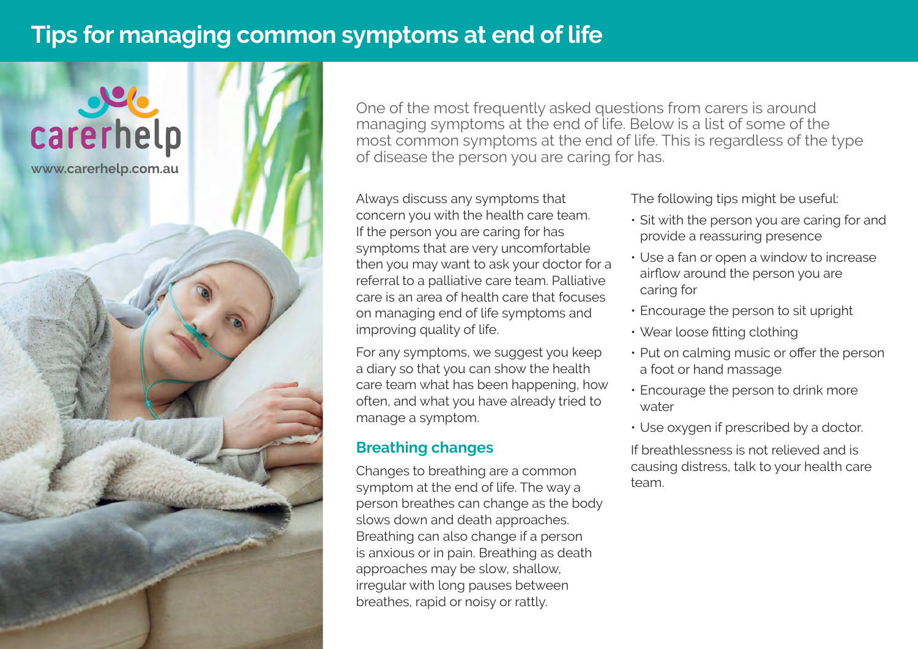# Tips for managing common symptoms at end of life

carerhelp

www.carerhelp.com.au

One of the most frequently asked questions from carers is around managing symptoms at the end of life. Below is a list of some of the most common symptoms at the end of life. This is regardless of the type of disease the person you are caring for has.

Always discuss any symptoms that concern you with the health care team. If the person you are caring for has symptoms that are very uncomfortable then you may want to ask your doctor for a referral to a palliative care team. Palliative care is an area of health care that focuses on managing end of life symptoms and improving quality of life.

For any symptoms, we suggest you keep a diary so that you can show the health care team what has been happening, how often, and what you have already tried to manage a symptom.

## Breathing changes

Changes to breathing are a common symptom at the end of life. The way a person breathes can change as the body slows down and death approaches. Breathing can also change if a person is anxious or in pain. Breathing as death approaches may be slow, shallow, irregular with long pauses between breaths, rapid or noisy or rattly.

The following tips might be useful:

- Sit with the person you are caring for and provide a reassuring presence
- Use a fan or open a window to increase airflow around the person you are caring for
- Encourage the person to sit upright
- Wear loose fitting clothing
- Put on calming music or offer the person a foot or hand massage
- Encourage the person to drink more water
- Use oxygen if prescribed by a doctor.

If breathlessness is not relieved and is causing distress, talk to your health care team.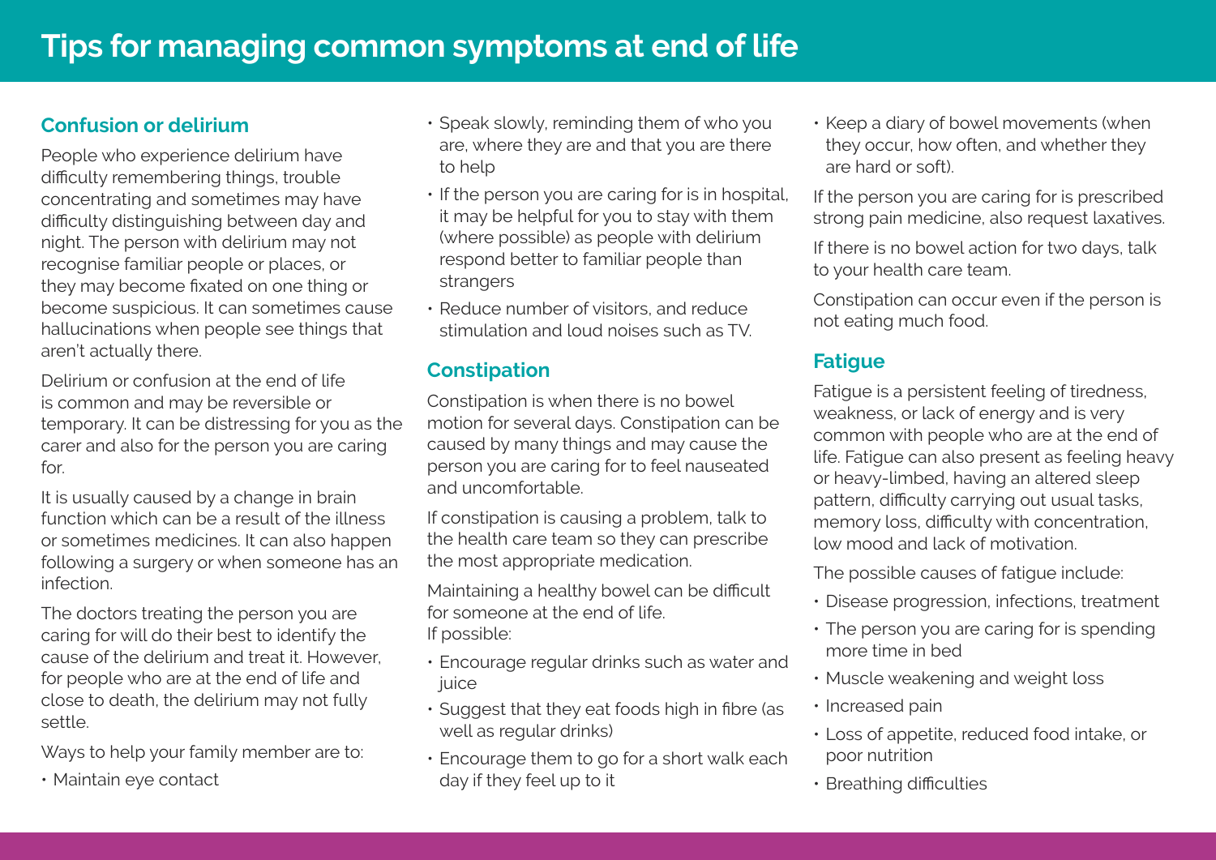# Tips for managing common symptoms at end of life

## Confusion or delirium

People who experience delirium have difficulty remembering things, trouble concentrating and sometimes may have difficulty distinguishing between day and night. The person with delirium may not recognise familiar people or places, or they may become fixated on one thing or become suspicious. It can sometimes cause hallucinations when people see things that aren't actually there.

Delirium or confusion at the end of life is common and may be reversible or temporary. It can be distressing for you as the carer and also for the person you are caring for.

It is usually caused by a change in brain function which can be a result of the illness or sometimes medicines. It can also happen following a surgery or when someone has an infection.

The doctors treating the person you are caring for will do their best to identify the cause of the delirium and treat it. However, for people who are at the end of life and close to death, the delirium may not fully settle.

Ways to help your family member are to:

- Maintain eye contact
- Speak slowly, reminding them of who you are, where they are and that you are there to help
- If the person you are caring for is in hospital, it may be helpful for you to stay with them (where possible) as people with delirium respond better to familiar people than strangers
- Reduce number of visitors, and reduce stimulation and loud noises such as TV.

## Constipation

Constipation is when there is no bowel motion for several days. Constipation can be caused by many things and may cause the person you are caring for to feel nauseated and uncomfortable.

If constipation is causing a problem, talk to the health care team so they can prescribe the most appropriate medication.

Maintaining a healthy bowel can be difficult for someone at the end of life.
If possible:

- Encourage regular drinks such as water and juice
- Suggest that they eat foods high in fibre (as well as regular drinks)
- Encourage them to go for a short walk each day if they feel up to it
- Keep a diary of bowel movements (when they occur, how often, and whether they are hard or soft).

If the person you are caring for is prescribed strong pain medicine, also request laxatives.

If there is no bowel action for two days, talk to your health care team.

Constipation can occur even if the person is not eating much food.

## Fatigue

Fatigue is a persistent feeling of tiredness, weakness, or lack of energy and is very common with people who are at the end of life. Fatigue can also present as feeling heavy or heavy-limbed, having an altered sleep pattern, difficulty carrying out usual tasks, memory loss, difficulty with concentration, low mood and lack of motivation.

The possible causes of fatigue include:

- Disease progression, infections, treatment
- The person you are caring for is spending more time in bed
- Muscle weakening and weight loss
- Increased pain
- Loss of appetite, reduced food intake, or poor nutrition
- Breathing difficulties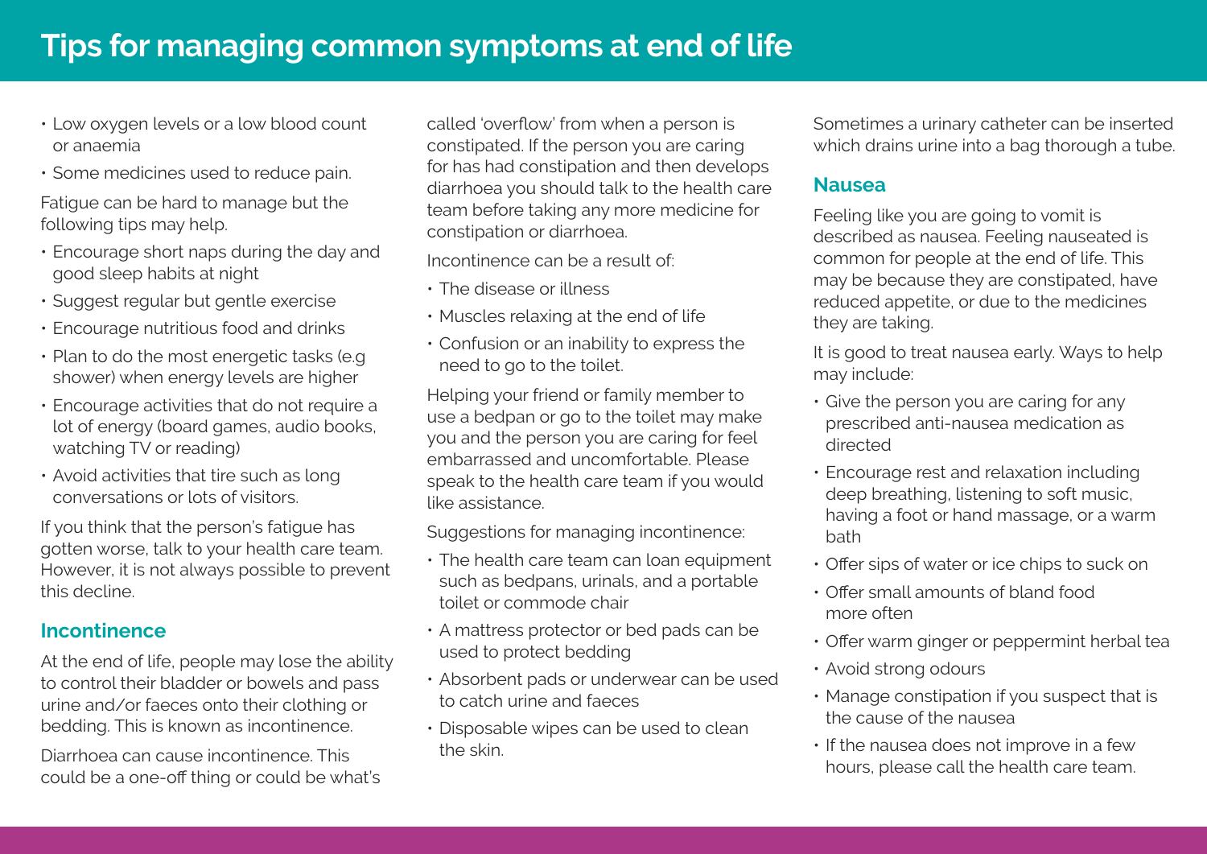# Tips for managing common symptoms at end of life

- Low oxygen levels or a low blood count or anaemia
- Some medicines used to reduce pain.

Fatigue can be hard to manage but the following tips may help.

- Encourage short naps during the day and good sleep habits at night
- Suggest regular but gentle exercise
- Encourage nutritious food and drinks
- Plan to do the most energetic tasks (e.g shower) when energy levels are higher
- Encourage activities that do not require a lot of energy (board games, audio books, watching TV or reading)
- Avoid activities that tire such as long conversations or lots of visitors.

If you think that the person's fatigue has gotten worse, talk to your health care team. However, it is not always possible to prevent this decline.

## Incontinence

At the end of life, people may lose the ability to control their bladder or bowels and pass urine and/or faeces onto their clothing or bedding. This is known as incontinence.

Diarrhoea can cause incontinence. This could be a one-off thing or could be what's called 'overflow' from when a person is constipated. If the person you are caring for has had constipation and then develops diarrhoea you should talk to the health care team before taking any more medicine for constipation or diarrhoea.

Incontinence can be a result of:

- The disease or illness
- Muscles relaxing at the end of life
- Confusion or an inability to express the need to go to the toilet.

Helping your friend or family member to use a bedpan or go to the toilet may make you and the person you are caring for feel embarrassed and uncomfortable. Please speak to the health care team if you would like assistance.

Suggestions for managing incontinence:

- The health care team can loan equipment such as bedpans, urinals, and a portable toilet or commode chair
- A mattress protector or bed pads can be used to protect bedding
- Absorbent pads or underwear can be used to catch urine and faeces
- Disposable wipes can be used to clean the skin.

Sometimes a urinary catheter can be inserted which drains urine into a bag thorough a tube.

## Nausea

Feeling like you are going to vomit is described as nausea. Feeling nauseated is common for people at the end of life. This may be because they are constipated, have reduced appetite, or due to the medicines they are taking.

It is good to treat nausea early. Ways to help may include:

- Give the person you are caring for any prescribed anti-nausea medication as directed
- Encourage rest and relaxation including deep breathing, listening to soft music, having a foot or hand massage, or a warm bath
- Offer sips of water or ice chips to suck on
- Offer small amounts of bland food more often
- Offer warm ginger or peppermint herbal tea
- Avoid strong odours
- Manage constipation if you suspect that is the cause of the nausea
- If the nausea does not improve in a few hours, please call the health care team.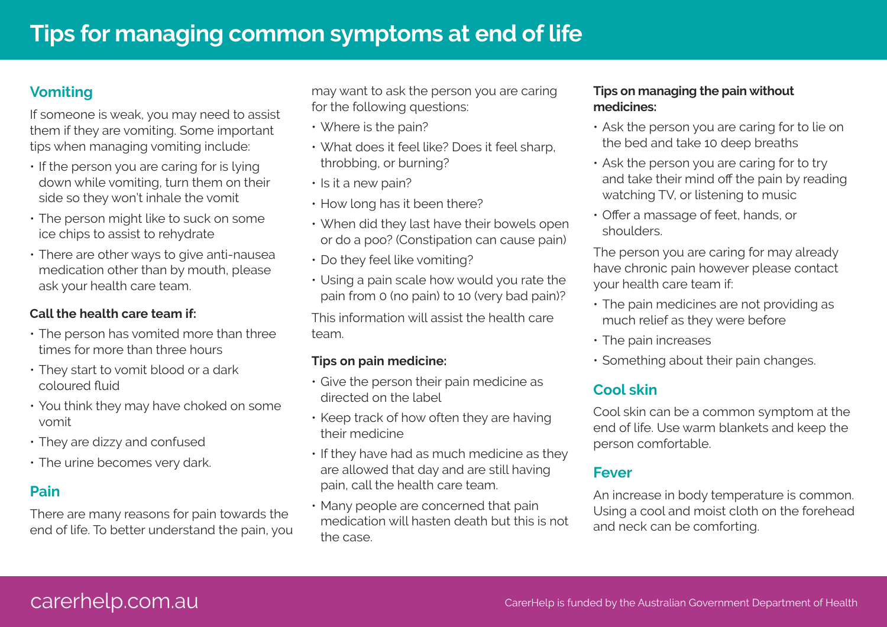# Tips for managing common symptoms at end of life

## Vomiting

If someone is weak, you may need to assist them if they are vomiting. Some important tips when managing vomiting include:

- If the person you are caring for is lying down while vomiting, turn them on their side so they won't inhale the vomit
- The person might like to suck on some ice chips to assist to rehydrate
- There are other ways to give anti-nausea medication other than by mouth, please ask your health care team.

**Call the health care team if:**

- The person has vomited more than three times for more than three hours
- They start to vomit blood or a dark coloured fluid
- You think they may have choked on some vomit
- They are dizzy and confused
- The urine becomes very dark.

## Pain

There are many reasons for pain towards the end of life. To better understand the pain, you may want to ask the person you are caring for the following questions:

- Where is the pain?
- What does it feel like? Does it feel sharp, throbbing, or burning?
- Is it a new pain?
- How long has it been there?
- When did they last have their bowels open or do a poo? (Constipation can cause pain)
- Do they feel like vomiting?
- Using a pain scale how would you rate the pain from 0 (no pain) to 10 (very bad pain)?

This information will assist the health care team.

**Tips on pain medicine:**

- Give the person their pain medicine as directed on the label
- Keep track of how often they are having their medicine
- If they have had as much medicine as they are allowed that day and are still having pain, call the health care team.
- Many people are concerned that pain medication will hasten death but this is not the case.

**Tips on managing the pain without medicines:**

- Ask the person you are caring for to lie on the bed and take 10 deep breaths
- Ask the person you are caring for to try and take their mind off the pain by reading watching TV, or listening to music
- Offer a massage of feet, hands, or shoulders.

The person you are caring for may already have chronic pain however please contact your health care team if:

- The pain medicines are not providing as much relief as they were before
- The pain increases
- Something about their pain changes.

## Cool skin

Cool skin can be a common symptom at the end of life. Use warm blankets and keep the person comfortable.

## Fever

An increase in body temperature is common. Using a cool and moist cloth on the forehead and neck can be comforting.

carerhelp.com.au

CarerHelp is funded by the Australian Government Department of Health